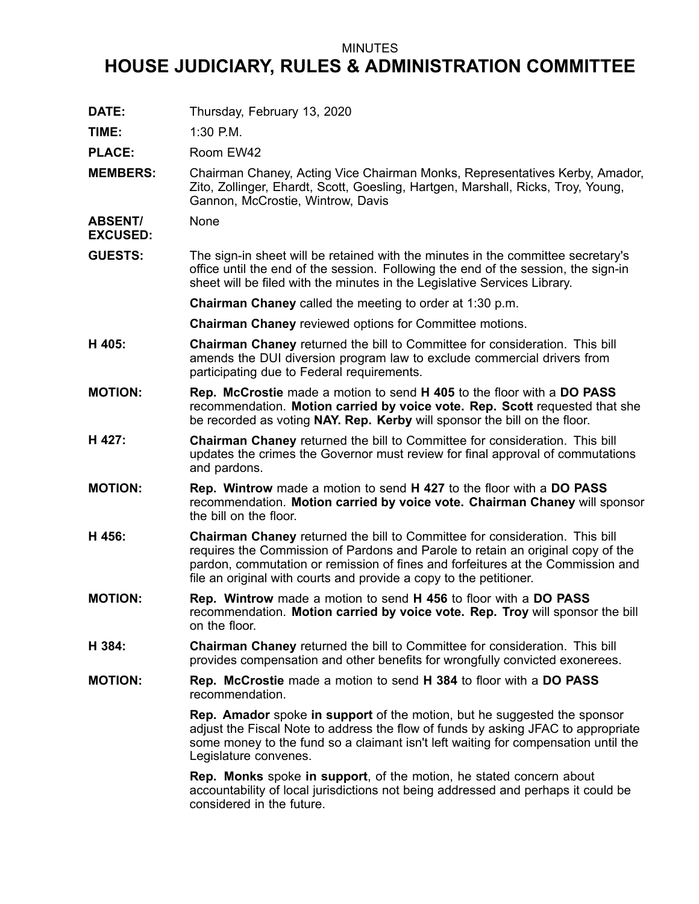MINUTES

# HOUSE JUDICIARY, RULES & ADMINISTRATION COMMITTEE

**DATE:** Thursday, February 13, 2020

**TIME:** 1:30 P.M.

**PLACE:** Room EW42

**MEMBERS:** Chairman Chaney, Acting Vice Chairman Monks, Representatives Kerby, Amador, Zito, Zollinger, Ehardt, Scott, Goesling, Hartgen, Marshall, Ricks, Troy, Young, Gannon, McCrostie, Wintrow, Davis

**ABSENT/ EXCUSED:** None

**GUESTS:** The sign-in sheet will be retained with the minutes in the committee secretary's office until the end of the session. Following the end of the session, the sign-in sheet will be filed with the minutes in the Legislative Services Library.

**Chairman Chaney** called the meeting to order at 1:30 p.m.

**Chairman Chaney** reviewed options for Committee motions.

**H 405:** **Chairman Chaney** returned the bill to Committee for consideration. This bill amends the DUI diversion program law to exclude commercial drivers from participating due to Federal requirements.

**MOTION:** **Rep. McCrostie** made a motion to send **H 405** to the floor with a **DO PASS** recommendation. **Motion carried by voice vote. Rep. Scott** requested that she be recorded as voting **NAY. Rep. Kerby** will sponsor the bill on the floor.

**H 427:** **Chairman Chaney** returned the bill to Committee for consideration. This bill updates the crimes the Governor must review for final approval of commutations and pardons.

**MOTION:** **Rep. Wintrow** made a motion to send **H 427** to the floor with a **DO PASS** recommendation. **Motion carried by voice vote. Chairman Chaney** will sponsor the bill on the floor.

**H 456:** **Chairman Chaney** returned the bill to Committee for consideration. This bill requires the Commission of Pardons and Parole to retain an original copy of the pardon, commutation or remission of fines and forfeitures at the Commission and file an original with courts and provide a copy to the petitioner.

**MOTION:** **Rep. Wintrow** made a motion to send **H 456** to floor with a **DO PASS** recommendation. **Motion carried by voice vote. Rep. Troy** will sponsor the bill on the floor.

**H 384:** **Chairman Chaney** returned the bill to Committee for consideration. This bill provides compensation and other benefits for wrongfully convicted exonerees.

**MOTION:** **Rep. McCrostie** made a motion to send **H 384** to floor with a **DO PASS** recommendation.

**Rep. Amador** spoke **in support** of the motion, but he suggested the sponsor adjust the Fiscal Note to address the flow of funds by asking JFAC to appropriate some money to the fund so a claimant isn't left waiting for compensation until the Legislature convenes.

**Rep. Monks** spoke **in support**, of the motion, he stated concern about accountability of local jurisdictions not being addressed and perhaps it could be considered in the future.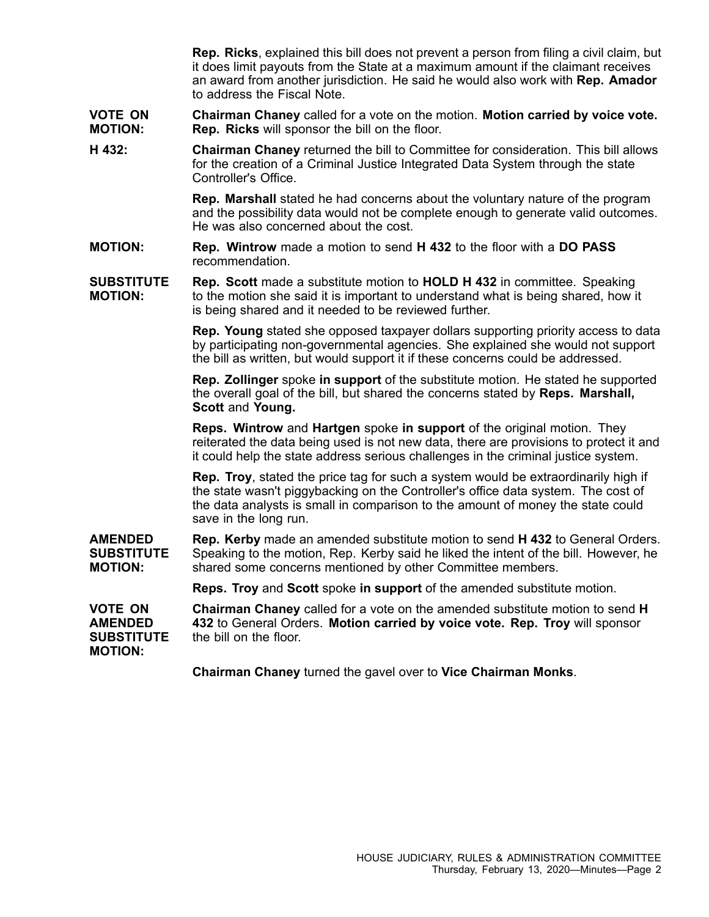**Rep. Ricks**, explained this bill does not prevent a person from filing a civil claim, but it does limit payouts from the State at a maximum amount if the claimant receives an award from another jurisdiction. He said he would also work with **Rep. Amador** to address the Fiscal Note.

**VOTE ON MOTION:** **Chairman Chaney** called for a vote on the motion. **Motion carried by voice vote. Rep. Ricks** will sponsor the bill on the floor.

**H 432:** **Chairman Chaney** returned the bill to Committee for consideration. This bill allows for the creation of a Criminal Justice Integrated Data System through the state Controller's Office.

**Rep. Marshall** stated he had concerns about the voluntary nature of the program and the possibility data would not be complete enough to generate valid outcomes. He was also concerned about the cost.

**MOTION:** **Rep. Wintrow** made a motion to send **H 432** to the floor with a **DO PASS** recommendation.

**SUBSTITUTE MOTION:** **Rep. Scott** made a substitute motion to **HOLD H 432** in committee. Speaking to the motion she said it is important to understand what is being shared, how it is being shared and it needed to be reviewed further.

**Rep. Young** stated she opposed taxpayer dollars supporting priority access to data by participating non-governmental agencies. She explained she would not support the bill as written, but would support it if these concerns could be addressed.

**Rep. Zollinger** spoke **in support** of the substitute motion. He stated he supported the overall goal of the bill, but shared the concerns stated by **Reps. Marshall, Scott** and **Young.**

**Reps. Wintrow** and **Hartgen** spoke **in support** of the original motion. They reiterated the data being used is not new data, there are provisions to protect it and it could help the state address serious challenges in the criminal justice system.

**Rep. Troy**, stated the price tag for such a system would be extraordinarily high if the state wasn't piggybacking on the Controller's office data system. The cost of the data analysts is small in comparison to the amount of money the state could save in the long run.

**AMENDED SUBSTITUTE MOTION:** **Rep. Kerby** made an amended substitute motion to send **H 432** to General Orders. Speaking to the motion, Rep. Kerby said he liked the intent of the bill. However, he shared some concerns mentioned by other Committee members.

**Reps. Troy** and **Scott** spoke **in support** of the amended substitute motion.

**VOTE ON AMENDED SUBSTITUTE MOTION:** **Chairman Chaney** called for a vote on the amended substitute motion to send **H 432** to General Orders. **Motion carried by voice vote. Rep. Troy** will sponsor the bill on the floor.

**Chairman Chaney** turned the gavel over to **Vice Chairman Monks**.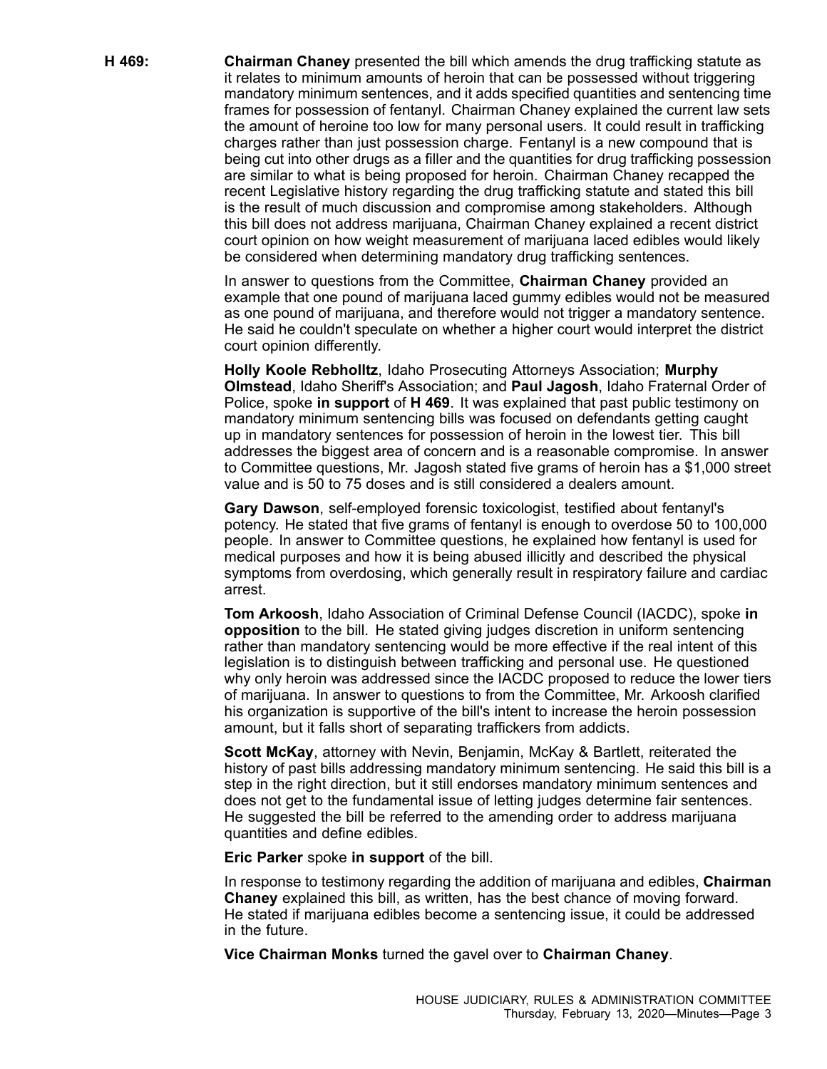**H 469:** **Chairman Chaney** presented the bill which amends the drug trafficking statute as it relates to minimum amounts of heroin that can be possessed without triggering mandatory minimum sentences, and it adds specified quantities and sentencing time frames for possession of fentanyl. Chairman Chaney explained the current law sets the amount of heroine too low for many personal users. It could result in trafficking charges rather than just possession charge. Fentanyl is a new compound that is being cut into other drugs as a filler and the quantities for drug trafficking possession are similar to what is being proposed for heroin. Chairman Chaney recapped the recent Legislative history regarding the drug trafficking statute and stated this bill is the result of much discussion and compromise among stakeholders. Although this bill does not address marijuana, Chairman Chaney explained a recent district court opinion on how weight measurement of marijuana laced edibles would likely be considered when determining mandatory drug trafficking sentences.

In answer to questions from the Committee, **Chairman Chaney** provided an example that one pound of marijuana laced gummy edibles would not be measured as one pound of marijuana, and therefore would not trigger a mandatory sentence. He said he couldn't speculate on whether a higher court would interpret the district court opinion differently.

**Holly Koole Rebholltz**, Idaho Prosecuting Attorneys Association; **Murphy Olmstead**, Idaho Sheriff's Association; and **Paul Jagosh**, Idaho Fraternal Order of Police, spoke **in support** of **H 469**. It was explained that past public testimony on mandatory minimum sentencing bills was focused on defendants getting caught up in mandatory sentences for possession of heroin in the lowest tier. This bill addresses the biggest area of concern and is a reasonable compromise. In answer to Committee questions, Mr. Jagosh stated five grams of heroin has a $1,000 street value and is 50 to 75 doses and is still considered a dealers amount.

**Gary Dawson**, self-employed forensic toxicologist, testified about fentanyl's potency. He stated that five grams of fentanyl is enough to overdose 50 to 100,000 people. In answer to Committee questions, he explained how fentanyl is used for medical purposes and how it is being abused illicitly and described the physical symptoms from overdosing, which generally result in respiratory failure and cardiac arrest.

**Tom Arkoosh**, Idaho Association of Criminal Defense Council (IACDC), spoke **in opposition** to the bill. He stated giving judges discretion in uniform sentencing rather than mandatory sentencing would be more effective if the real intent of this legislation is to distinguish between trafficking and personal use. He questioned why only heroin was addressed since the IACDC proposed to reduce the lower tiers of marijuana. In answer to questions to from the Committee, Mr. Arkoosh clarified his organization is supportive of the bill's intent to increase the heroin possession amount, but it falls short of separating traffickers from addicts.

**Scott McKay**, attorney with Nevin, Benjamin, McKay & Bartlett, reiterated the history of past bills addressing mandatory minimum sentencing. He said this bill is a step in the right direction, but it still endorses mandatory minimum sentences and does not get to the fundamental issue of letting judges determine fair sentences. He suggested the bill be referred to the amending order to address marijuana quantities and define edibles.

**Eric Parker** spoke **in support** of the bill.

In response to testimony regarding the addition of marijuana and edibles, **Chairman Chaney** explained this bill, as written, has the best chance of moving forward. He stated if marijuana edibles become a sentencing issue, it could be addressed in the future.

**Vice Chairman Monks** turned the gavel over to **Chairman Chaney**.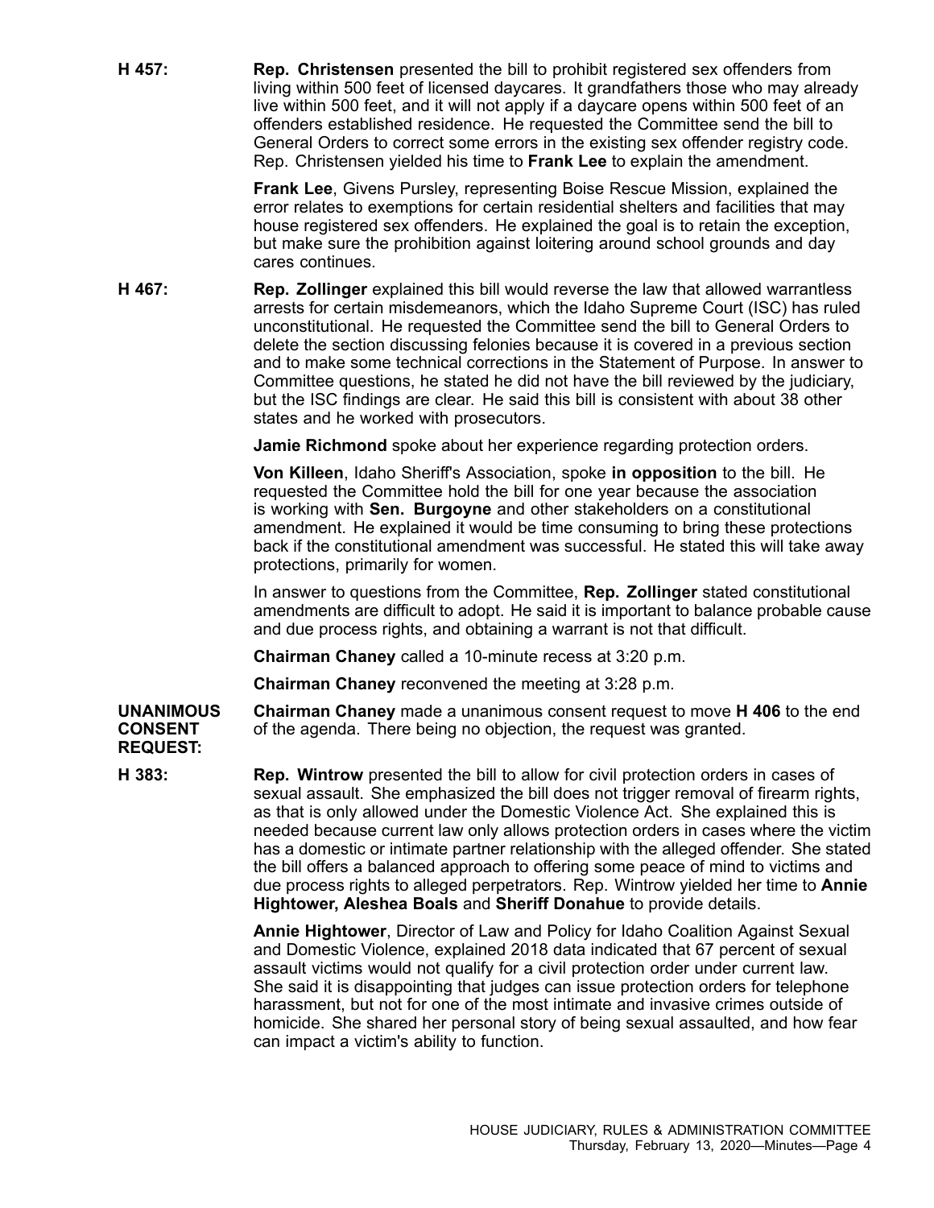**H 457:** **Rep. Christensen** presented the bill to prohibit registered sex offenders from living within 500 feet of licensed daycares. It grandfathers those who may already live within 500 feet, and it will not apply if a daycare opens within 500 feet of an offenders established residence. He requested the Committee send the bill to General Orders to correct some errors in the existing sex offender registry code. Rep. Christensen yielded his time to **Frank Lee** to explain the amendment.

**Frank Lee**, Givens Pursley, representing Boise Rescue Mission, explained the error relates to exemptions for certain residential shelters and facilities that may house registered sex offenders. He explained the goal is to retain the exception, but make sure the prohibition against loitering around school grounds and day cares continues.

**H 467:** **Rep. Zollinger** explained this bill would reverse the law that allowed warrantless arrests for certain misdemeanors, which the Idaho Supreme Court (ISC) has ruled unconstitutional. He requested the Committee send the bill to General Orders to delete the section discussing felonies because it is covered in a previous section and to make some technical corrections in the Statement of Purpose. In answer to Committee questions, he stated he did not have the bill reviewed by the judiciary, but the ISC findings are clear. He said this bill is consistent with about 38 other states and he worked with prosecutors.

**Jamie Richmond** spoke about her experience regarding protection orders.

**Von Killeen**, Idaho Sheriff's Association, spoke **in opposition** to the bill. He requested the Committee hold the bill for one year because the association is working with **Sen. Burgoyne** and other stakeholders on a constitutional amendment. He explained it would be time consuming to bring these protections back if the constitutional amendment was successful. He stated this will take away protections, primarily for women.

In answer to questions from the Committee, **Rep. Zollinger** stated constitutional amendments are difficult to adopt. He said it is important to balance probable cause and due process rights, and obtaining a warrant is not that difficult.

**Chairman Chaney** called a 10-minute recess at 3:20 p.m.

**Chairman Chaney** reconvened the meeting at 3:28 p.m.

**UNANIMOUS CONSENT REQUEST:** **Chairman Chaney** made a unanimous consent request to move **H 406** to the end of the agenda. There being no objection, the request was granted.

**H 383:** **Rep. Wintrow** presented the bill to allow for civil protection orders in cases of sexual assault. She emphasized the bill does not trigger removal of firearm rights, as that is only allowed under the Domestic Violence Act. She explained this is needed because current law only allows protection orders in cases where the victim has a domestic or intimate partner relationship with the alleged offender. She stated the bill offers a balanced approach to offering some peace of mind to victims and due process rights to alleged perpetrators. Rep. Wintrow yielded her time to **Annie Hightower, Aleshea Boals** and **Sheriff Donahue** to provide details.

**Annie Hightower**, Director of Law and Policy for Idaho Coalition Against Sexual and Domestic Violence, explained 2018 data indicated that 67 percent of sexual assault victims would not qualify for a civil protection order under current law. She said it is disappointing that judges can issue protection orders for telephone harassment, but not for one of the most intimate and invasive crimes outside of homicide. She shared her personal story of being sexual assaulted, and how fear can impact a victim's ability to function.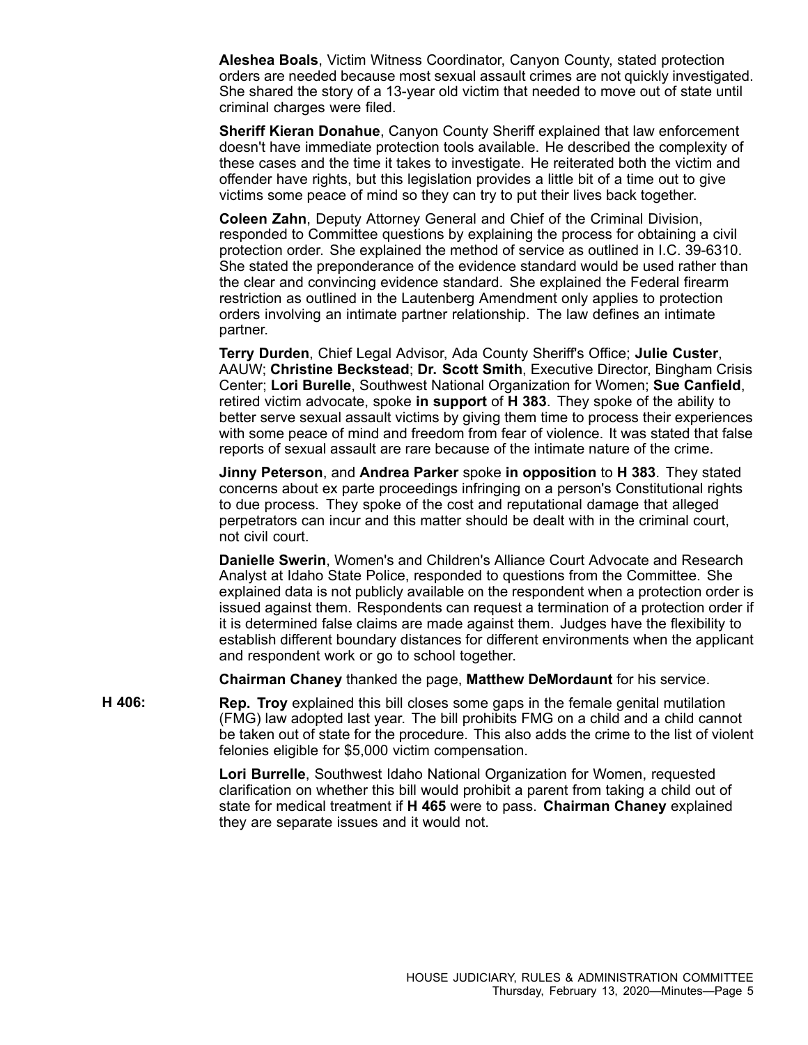**Aleshea Boals**, Victim Witness Coordinator, Canyon County, stated protection orders are needed because most sexual assault crimes are not quickly investigated. She shared the story of a 13-year old victim that needed to move out of state until criminal charges were filed.

**Sheriff Kieran Donahue**, Canyon County Sheriff explained that law enforcement doesn't have immediate protection tools available. He described the complexity of these cases and the time it takes to investigate. He reiterated both the victim and offender have rights, but this legislation provides a little bit of a time out to give victims some peace of mind so they can try to put their lives back together.

**Coleen Zahn**, Deputy Attorney General and Chief of the Criminal Division, responded to Committee questions by explaining the process for obtaining a civil protection order. She explained the method of service as outlined in I.C. 39-6310. She stated the preponderance of the evidence standard would be used rather than the clear and convincing evidence standard. She explained the Federal firearm restriction as outlined in the Lautenberg Amendment only applies to protection orders involving an intimate partner relationship. The law defines an intimate partner.

**Terry Durden**, Chief Legal Advisor, Ada County Sheriff's Office; **Julie Custer**, AAUW; **Christine Beckstead**; **Dr. Scott Smith**, Executive Director, Bingham Crisis Center; **Lori Burelle**, Southwest National Organization for Women; **Sue Canfield**, retired victim advocate, spoke **in support** of **H 383**. They spoke of the ability to better serve sexual assault victims by giving them time to process their experiences with some peace of mind and freedom from fear of violence. It was stated that false reports of sexual assault are rare because of the intimate nature of the crime.

**Jinny Peterson**, and **Andrea Parker** spoke **in opposition** to **H 383**. They stated concerns about ex parte proceedings infringing on a person's Constitutional rights to due process. They spoke of the cost and reputational damage that alleged perpetrators can incur and this matter should be dealt with in the criminal court, not civil court.

**Danielle Swerin**, Women's and Children's Alliance Court Advocate and Research Analyst at Idaho State Police, responded to questions from the Committee. She explained data is not publicly available on the respondent when a protection order is issued against them. Respondents can request a termination of a protection order if it is determined false claims are made against them. Judges have the flexibility to establish different boundary distances for different environments when the applicant and respondent work or go to school together.

**Chairman Chaney** thanked the page, **Matthew DeMordaunt** for his service.

**H 406:** **Rep. Troy** explained this bill closes some gaps in the female genital mutilation (FMG) law adopted last year. The bill prohibits FMG on a child and a child cannot be taken out of state for the procedure. This also adds the crime to the list of violent felonies eligible for $5,000 victim compensation.

**Lori Burrelle**, Southwest Idaho National Organization for Women, requested clarification on whether this bill would prohibit a parent from taking a child out of state for medical treatment if **H 465** were to pass. **Chairman Chaney** explained they are separate issues and it would not.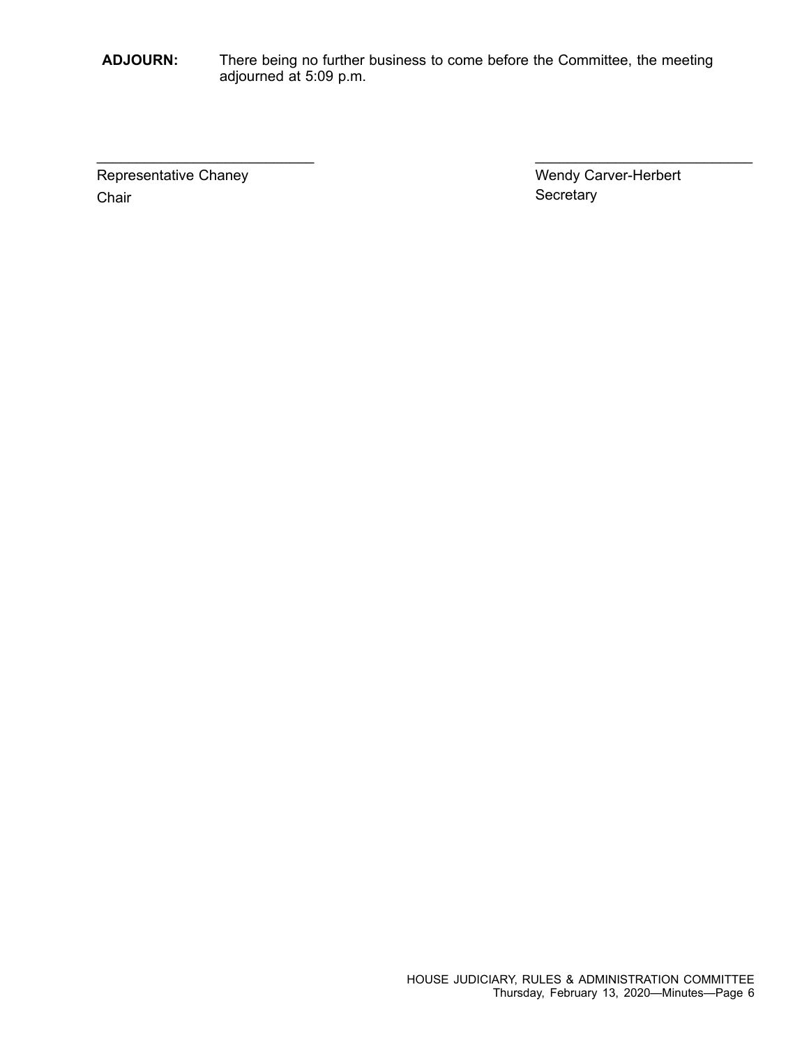**ADJOURN:** There being no further business to come before the Committee, the meeting adjourned at 5:09 p.m.

| | |
|---|---|
| ___________________________ | ___________________________ |
| Representative Chaney | Wendy Carver-Herbert |
| Chair | Secretary |